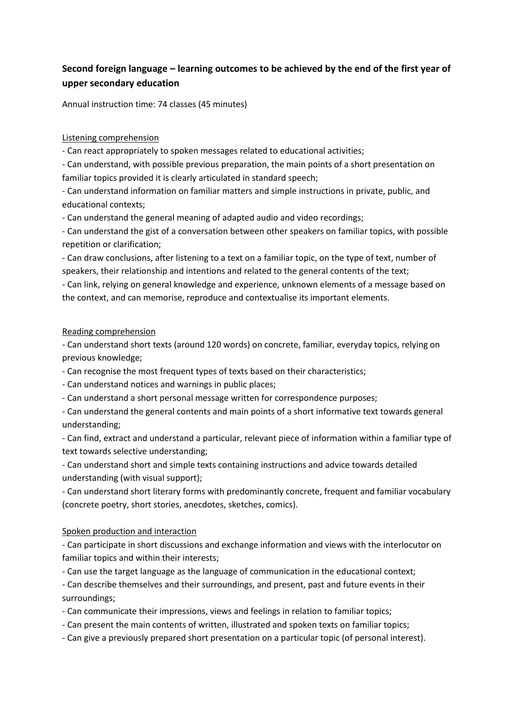## Second foreign language – learning outcomes to be achieved by the end of the first year of upper secondary education

Annual instruction time: 74 classes (45 minutes)

Listening comprehension

- Can react appropriately to spoken messages related to educational activities;
- Can understand, with possible previous preparation, the main points of a short presentation on familiar topics provided it is clearly articulated in standard speech;
- Can understand information on familiar matters and simple instructions in private, public, and educational contexts;
- Can understand the general meaning of adapted audio and video recordings;
- Can understand the gist of a conversation between other speakers on familiar topics, with possible repetition or clarification;
- Can draw conclusions, after listening to a text on a familiar topic, on the type of text, number of speakers, their relationship and intentions and related to the general contents of the text;
- Can link, relying on general knowledge and experience, unknown elements of a message based on the context, and can memorise, reproduce and contextualise its important elements.

Reading comprehension

- Can understand short texts (around 120 words) on concrete, familiar, everyday topics, relying on previous knowledge;
- Can recognise the most frequent types of texts based on their characteristics;
- Can understand notices and warnings in public places;
- Can understand a short personal message written for correspondence purposes;
- Can understand the general contents and main points of a short informative text towards general understanding;
- Can find, extract and understand a particular, relevant piece of information within a familiar type of text towards selective understanding;
- Can understand short and simple texts containing instructions and advice towards detailed understanding (with visual support);
- Can understand short literary forms with predominantly concrete, frequent and familiar vocabulary (concrete poetry, short stories, anecdotes, sketches, comics).

Spoken production and interaction

- Can participate in short discussions and exchange information and views with the interlocutor on familiar topics and within their interests;
- Can use the target language as the language of communication in the educational context;
- Can describe themselves and their surroundings, and present, past and future events in their surroundings;
- Can communicate their impressions, views and feelings in relation to familiar topics;
- Can present the main contents of written, illustrated and spoken texts on familiar topics;
- Can give a previously prepared short presentation on a particular topic (of personal interest).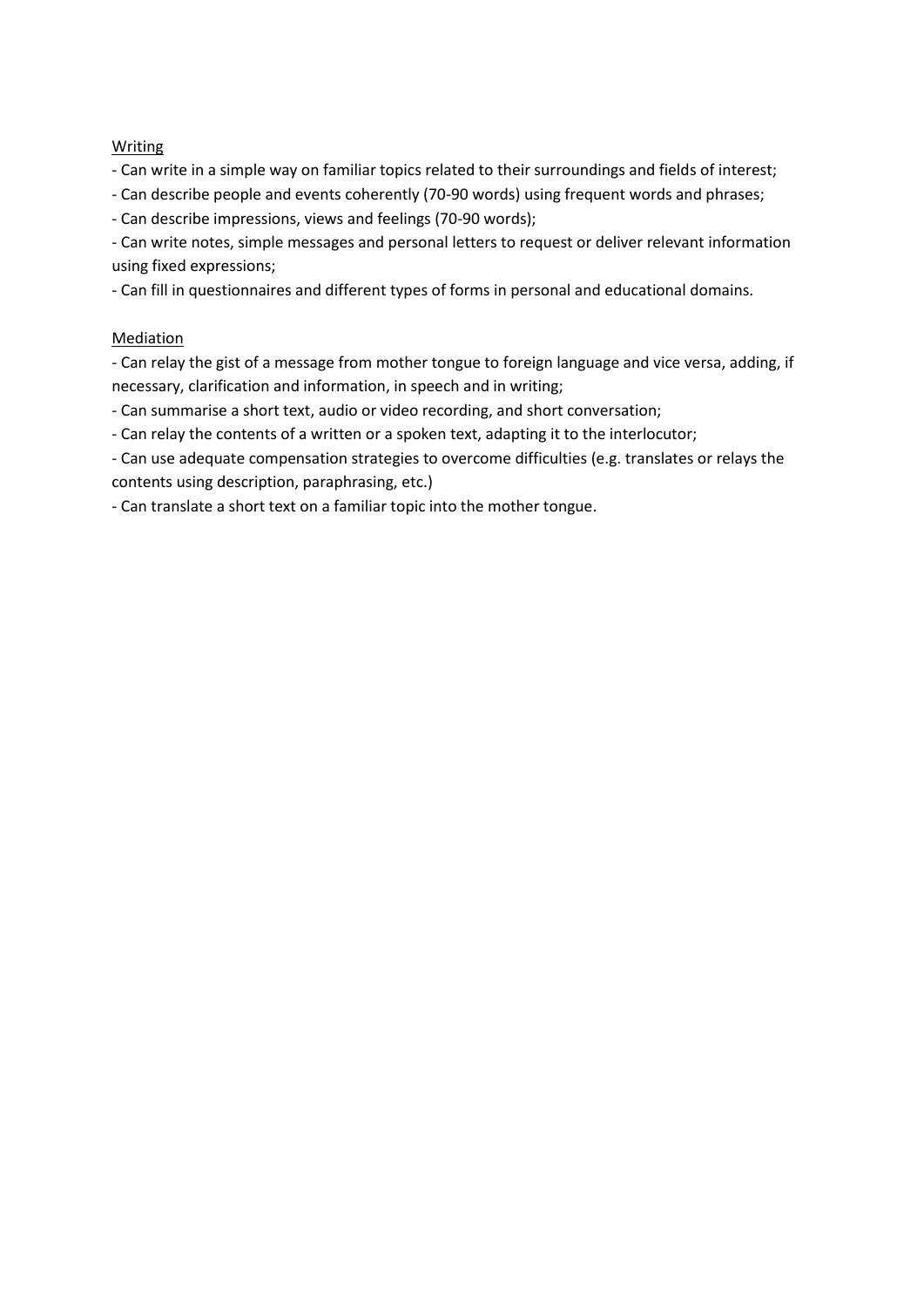<u>Writing</u>

- Can write in a simple way on familiar topics related to their surroundings and fields of interest;
- Can describe people and events coherently (70-90 words) using frequent words and phrases;
- Can describe impressions, views and feelings (70-90 words);
- Can write notes, simple messages and personal letters to request or deliver relevant information using fixed expressions;
- Can fill in questionnaires and different types of forms in personal and educational domains.

<u>Mediation</u>

- Can relay the gist of a message from mother tongue to foreign language and vice versa, adding, if necessary, clarification and information, in speech and in writing;
- Can summarise a short text, audio or video recording, and short conversation;
- Can relay the contents of a written or a spoken text, adapting it to the interlocutor;
- Can use adequate compensation strategies to overcome difficulties (e.g. translates or relays the contents using description, paraphrasing, etc.)
- Can translate a short text on a familiar topic into the mother tongue.